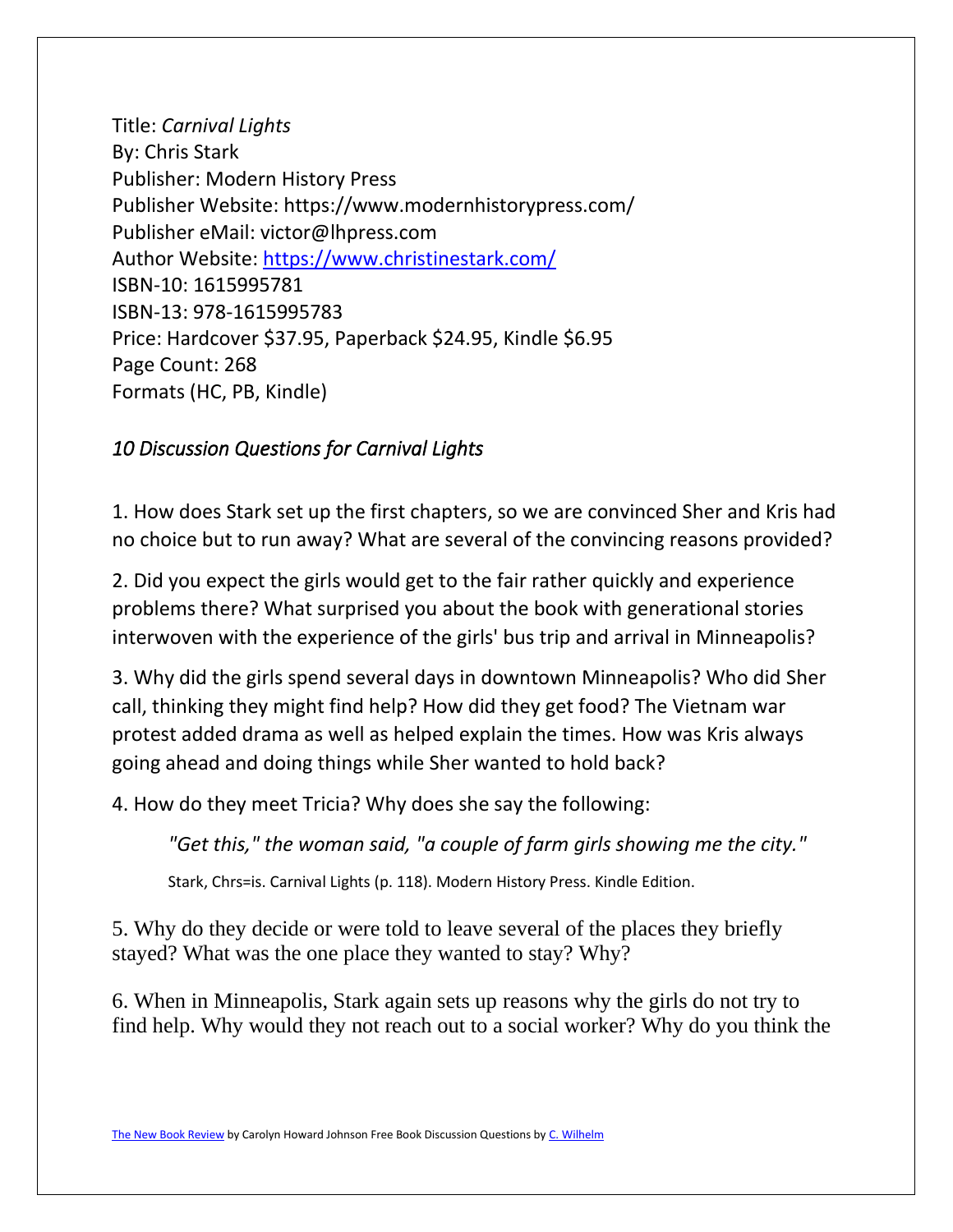Title: *Carnival Lights*
By: Chris Stark
Publisher: Modern History Press
Publisher Website: https://www.modernhistorypress.com/
Publisher eMail: victor@lhpress.com
Author Website: [https://www.christinestark.com/](https://www.christinestark.com/)
ISBN-10: 1615995781
ISBN-13: 978-1615995783
Price: Hardcover $37.95, Paperback $24.95, Kindle $6.95
Page Count: 268
Formats (HC, PB, Kindle)

## *10 Discussion Questions for Carnival Lights*

1. How does Stark set up the first chapters, so we are convinced Sher and Kris had no choice but to run away? What are several of the convincing reasons provided?

2. Did you expect the girls would get to the fair rather quickly and experience problems there? What surprised you about the book with generational stories interwoven with the experience of the girls' bus trip and arrival in Minneapolis?

3. Why did the girls spend several days in downtown Minneapolis? Who did Sher call, thinking they might find help? How did they get food? The Vietnam war protest added drama as well as helped explain the times. How was Kris always going ahead and doing things while Sher wanted to hold back?

4. How do they meet Tricia? Why does she say the following:

> *"Get this," the woman said, "a couple of farm girls showing me the city."*
>
> Stark, Chrs=is. Carnival Lights (p. 118). Modern History Press. Kindle Edition.

5. Why do they decide or were told to leave several of the places they briefly stayed? What was the one place they wanted to stay? Why?

6. When in Minneapolis, Stark again sets up reasons why the girls do not try to find help. Why would they not reach out to a social worker? Why do you think the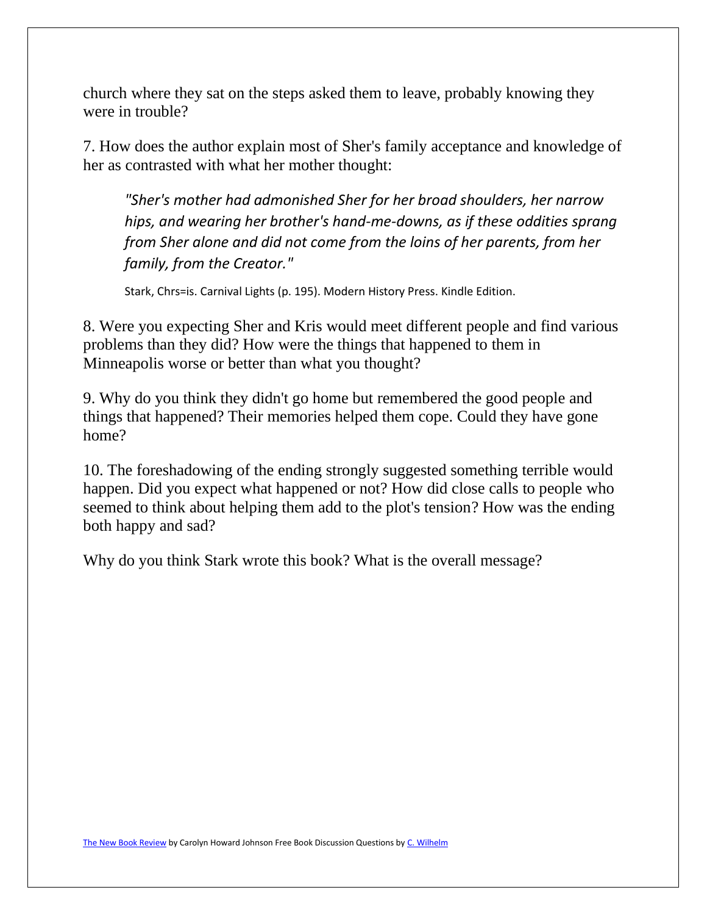church where they sat on the steps asked them to leave, probably knowing they were in trouble?

7. How does the author explain most of Sher's family acceptance and knowledge of her as contrasted with what her mother thought:

> *"Sher's mother had admonished Sher for her broad shoulders, her narrow hips, and wearing her brother's hand-me-downs, as if these oddities sprang from Sher alone and did not come from the loins of her parents, from her family, from the Creator."*
>
> Stark, Chrs=is. Carnival Lights (p. 195). Modern History Press. Kindle Edition.

8. Were you expecting Sher and Kris would meet different people and find various problems than they did? How were the things that happened to them in Minneapolis worse or better than what you thought?

9. Why do you think they didn't go home but remembered the good people and things that happened? Their memories helped them cope. Could they have gone home?

10. The foreshadowing of the ending strongly suggested something terrible would happen. Did you expect what happened or not? How did close calls to people who seemed to think about helping them add to the plot's tension? How was the ending both happy and sad?

Why do you think Stark wrote this book? What is the overall message?

The New Book Review by Carolyn Howard Johnson Free Book Discussion Questions by C. Wilhelm